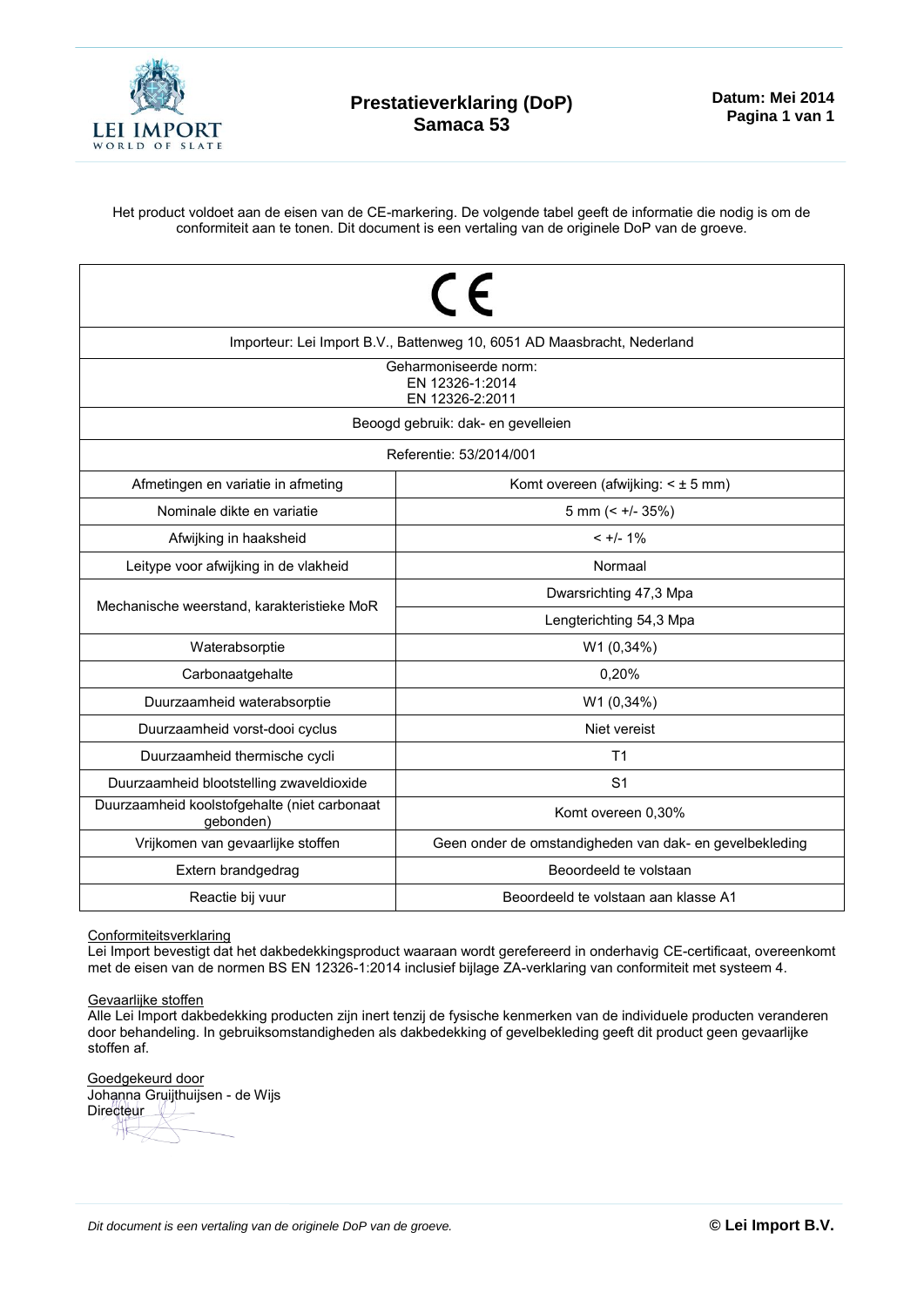# Prestatieverklaring (DoP)
## Samaca 53

**Datum: Mei 2014**

Het product voldoet aan de eisen van de CE-markering. De volgende tabel geeft de informatie die nodig is om de conformiteit aan te tonen. Dit document is een vertaling van de originele DoP van de groeve.

| CE | |
|---|---|
| Importeur: Lei Import B.V., Battenweg 10, 6051 AD Maasbracht, Nederland | |
| Geharmoniseerde norm: EN 12326-1:2014 EN 12326-2:2011 | |
| Beoogd gebruik: dak- en gevelleien | |
| Referentie: 53/2014/001 | |
| Afmetingen en variatie in afmeting | Komt overeen (afwijking: < ± 5 mm) |
| Nominale dikte en variatie | 5 mm (< +/- 35%) |
| Afwijking in haaksheid | < +/- 1% |
| Leitype voor afwijking in de vlakheid | Normaal |
| Mechanische weerstand, karakteristieke MoR | Dwarsrichting 47,3 Mpa |
| | Lengterichting 54,3 Mpa |
| Waterabsorptie | W1 (0,34%) |
| Carbonaatgehalte | 0,20% |
| Duurzaamheid waterabsorptie | W1 (0,34%) |
| Duurzaamheid vorst-dooi cyclus | Niet vereist |
| Duurzaamheid thermische cycli | T1 |
| Duurzaamheid blootstelling zwaveldioxide | S1 |
| Duurzaamheid koolstofgehalte (niet carbonaat gebonden) | Komt overeen 0,30% |
| Vrijkomen van gevaarlijke stoffen | Geen onder de omstandigheden van dak- en gevelbekleding |
| Extern brandgedrag | Beoordeeld te volstaan |
| Reactie bij vuur | Beoordeeld te volstaan aan klasse A1 |

Conformiteitsverklaring
Lei Import bevestigt dat het dakbedekkingsproduct waaraan wordt gerefereerd in onderhavig CE-certificaat, overeenkomt met de eisen van de normen BS EN 12326-1:2014 inclusief bijlage ZA-verklaring van conformiteit met systeem 4.

Gevaarlijke stoffen
Alle Lei Import dakbedekking producten zijn inert tenzij de fysische kenmerken van de individuele producten veranderen door behandeling. In gebruiksomstandigheden als dakbedekking of gevelbekleding geeft dit product geen gevaarlijke stoffen af.

Goedgekeurd door
Johanna Gruijthuijsen - de Wijs
Directeur

*Dit document is een vertaling van de originele DoP van de groeve.*

**© Lei Import B.V.**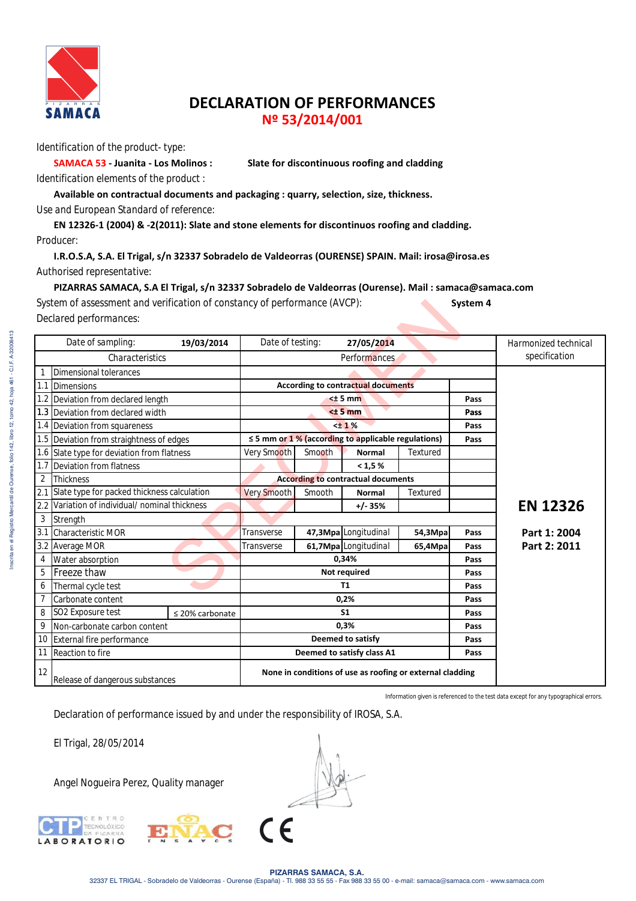# DECLARATION OF PERFORMANCES

## Nº 53/2014/001

Identification of the product- type:

**SAMACA 53 - Juanita - Los Molinos :** **Slate for discontinuous roofing and cladding**

Identification elements of the product :

**Available on contractual documents and packaging : quarry, selection, size, thickness.**

Use and European Standard of reference:

**EN 12326-1 (2004) & -2(2011): Slate and stone elements for discontinuos roofing and cladding.**

Producer:

**I.R.O.S.A, S.A. El Trigal, s/n 32337 Sobradelo de Valdeorras (OURENSE) SPAIN. Mail: irosa@irosa.es**

Authorised representative:

**PIZARRAS SAMACA, S.A El Trigal, s/n 32337 Sobradelo de Valdeorras (Ourense). Mail : samaca@samaca.com**

System of assessment and verification of constancy of performance (AVCP): **System 4**

Declared performances:

| Date of sampling: | | **19/03/2014** | Date of testing: | | **27/05/2014** | | | Harmonized technical specification |
|---|---|---|---|---|---|---|---|---|
| | Characteristics | | Performances | | | | | |
| 1 | Dimensional tolerances | | | | | | | |
| 1.1 | Dimensions | | **According to contractual documents** | | | | | |
| 1.2 | Deviation from declared length | | **<± 5 mm** | | | | **Pass** | |
| 1.3 | Deviation from declared width | | **<± 5 mm** | | | | **Pass** | |
| 1.4 | Deviation from squareness | | **<± 1 %** | | | | **Pass** | |
| 1.5 | Deviation from straightness of edges | | **≤ 5 mm or 1 % (according to applicable regulations)** | | | | **Pass** | |
| 1.6 | Slate type for deviation from flatness | | Very Smooth | Smooth | **Normal** | Textured | | |
| 1.7 | Deviation from flatness | | | | **< 1,5 %** | | | |
| 2 | Thickness | | **According to contractual documents** | | | | | |
| 2.1 | Slate type for packed thickness calculation | | Very Smooth | Smooth | **Normal** | Textured | | |
| 2.2 | Variation of individual/ nominal thickness | | | | **+/- 35%** | | | **EN 12326** |
| 3 | Strength | | | | | | | |
| 3.1 | Characteristic MOR | | Transverse | **47,3Mpa** | Longitudinal | **54,3Mpa** | **Pass** | **Part 1: 2004** |
| 3.2 | Average MOR | | Transverse | **61,7Mpa** | Longitudinal | **65,4Mpa** | **Pass** | **Part 2: 2011** |
| 4 | Water absorption | | **0,34%** | | | | **Pass** | |
| 5 | Freeze thaw | | **Not required** | | | | **Pass** | |
| 6 | Thermal cycle test | | **T1** | | | | **Pass** | |
| 7 | Carbonate content | | **0,2%** | | | | **Pass** | |
| 8 | SO2 Exposure test | ≤ 20% carbonate | **S1** | | | | **Pass** | |
| 9 | Non-carbonate carbon content | | **0,3%** | | | | **Pass** | |
| 10 | External fire performance | | **Deemed to satisfy** | | | | **Pass** | |
| 11 | Reaction to fire | | **Deemed to satisfy class A1** | | | | **Pass** | |
| 12 | Release of dangerous substances | | **None in conditions of use as roofing or external cladding** | | | | | |

Information given is referenced to the test data except for any typographical errors.

Declaration of performance issued by and under the responsibility of IROSA, S.A.

El Trigal, 28/05/2014

Angel Nogueira Perez, Quality manager